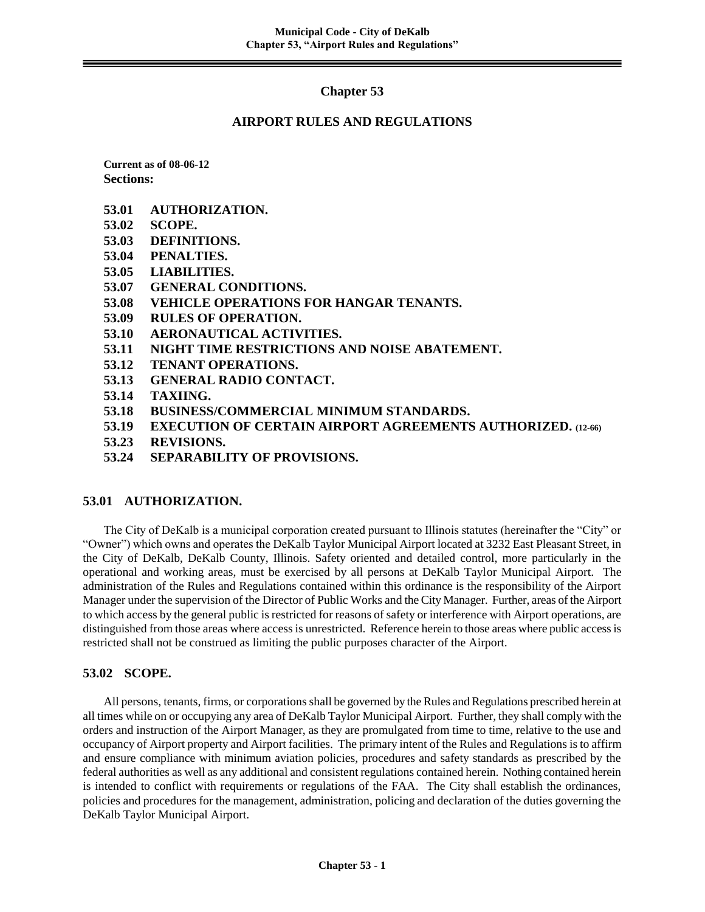# Chapter 53

## AIRPORT RULES AND REGULATIONS

**Current as of 08-06-12**
**Sections:**

- **53.01 AUTHORIZATION.**
- **53.02 SCOPE.**
- **53.03 DEFINITIONS.**
- **53.04 PENALTIES.**
- **53.05 LIABILITIES.**
- **53.07 GENERAL CONDITIONS.**
- **53.08 VEHICLE OPERATIONS FOR HANGAR TENANTS.**
- **53.09 RULES OF OPERATION.**
- **53.10 AERONAUTICAL ACTIVITIES.**
- **53.11 NIGHT TIME RESTRICTIONS AND NOISE ABATEMENT.**
- **53.12 TENANT OPERATIONS.**
- **53.13 GENERAL RADIO CONTACT.**
- **53.14 TAXIING.**
- **53.18 BUSINESS/COMMERCIAL MINIMUM STANDARDS.**
- **53.19 EXECUTION OF CERTAIN AIRPORT AGREEMENTS AUTHORIZED. (12-66)**
- **53.23 REVISIONS.**
- **53.24 SEPARABILITY OF PROVISIONS.**

### 53.01 AUTHORIZATION.

The City of DeKalb is a municipal corporation created pursuant to Illinois statutes (hereinafter the "City" or "Owner") which owns and operates the DeKalb Taylor Municipal Airport located at 3232 East Pleasant Street, in the City of DeKalb, DeKalb County, Illinois. Safety oriented and detailed control, more particularly in the operational and working areas, must be exercised by all persons at DeKalb Taylor Municipal Airport. The administration of the Rules and Regulations contained within this ordinance is the responsibility of the Airport Manager under the supervision of the Director of Public Works and the City Manager. Further, areas of the Airport to which access by the general public is restricted for reasons of safety or interference with Airport operations, are distinguished from those areas where access is unrestricted. Reference herein to those areas where public access is restricted shall not be construed as limiting the public purposes character of the Airport.

### 53.02 SCOPE.

All persons, tenants, firms, or corporations shall be governed by the Rules and Regulations prescribed herein at all times while on or occupying any area of DeKalb Taylor Municipal Airport. Further, they shall comply with the orders and instruction of the Airport Manager, as they are promulgated from time to time, relative to the use and occupancy of Airport property and Airport facilities. The primary intent of the Rules and Regulations is to affirm and ensure compliance with minimum aviation policies, procedures and safety standards as prescribed by the federal authorities as well as any additional and consistent regulations contained herein. Nothing contained herein is intended to conflict with requirements or regulations of the FAA. The City shall establish the ordinances, policies and procedures for the management, administration, policing and declaration of the duties governing the DeKalb Taylor Municipal Airport.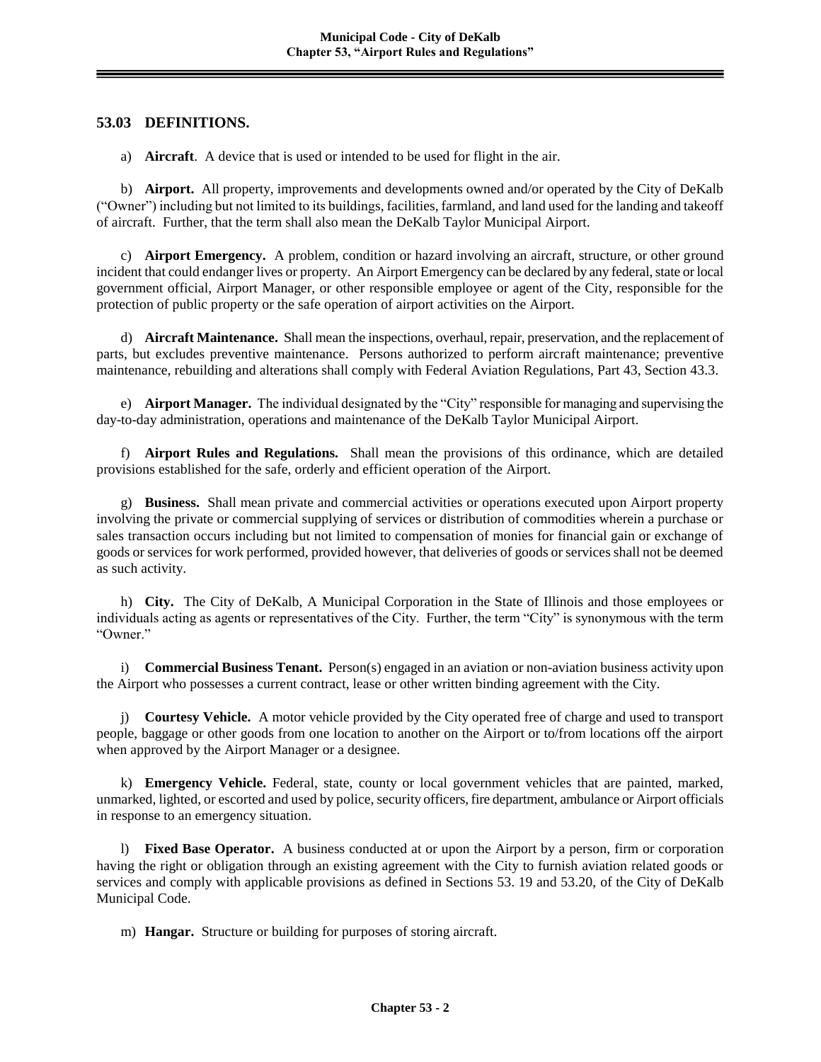## 53.03 DEFINITIONS.

a) **Aircraft**. A device that is used or intended to be used for flight in the air.

b) **Airport.** All property, improvements and developments owned and/or operated by the City of DeKalb ("Owner") including but not limited to its buildings, facilities, farmland, and land used for the landing and takeoff of aircraft. Further, that the term shall also mean the DeKalb Taylor Municipal Airport.

c) **Airport Emergency.** A problem, condition or hazard involving an aircraft, structure, or other ground incident that could endanger lives or property. An Airport Emergency can be declared by any federal, state or local government official, Airport Manager, or other responsible employee or agent of the City, responsible for the protection of public property or the safe operation of airport activities on the Airport.

d) **Aircraft Maintenance.** Shall mean the inspections, overhaul, repair, preservation, and the replacement of parts, but excludes preventive maintenance. Persons authorized to perform aircraft maintenance; preventive maintenance, rebuilding and alterations shall comply with Federal Aviation Regulations, Part 43, Section 43.3.

e) **Airport Manager.** The individual designated by the "City" responsible for managing and supervising the day-to-day administration, operations and maintenance of the DeKalb Taylor Municipal Airport.

f) **Airport Rules and Regulations.** Shall mean the provisions of this ordinance, which are detailed provisions established for the safe, orderly and efficient operation of the Airport.

g) **Business.** Shall mean private and commercial activities or operations executed upon Airport property involving the private or commercial supplying of services or distribution of commodities wherein a purchase or sales transaction occurs including but not limited to compensation of monies for financial gain or exchange of goods or services for work performed, provided however, that deliveries of goods or services shall not be deemed as such activity.

h) **City.** The City of DeKalb, A Municipal Corporation in the State of Illinois and those employees or individuals acting as agents or representatives of the City. Further, the term "City" is synonymous with the term "Owner."

i) **Commercial Business Tenant.** Person(s) engaged in an aviation or non-aviation business activity upon the Airport who possesses a current contract, lease or other written binding agreement with the City.

j) **Courtesy Vehicle.** A motor vehicle provided by the City operated free of charge and used to transport people, baggage or other goods from one location to another on the Airport or to/from locations off the airport when approved by the Airport Manager or a designee.

k) **Emergency Vehicle.** Federal, state, county or local government vehicles that are painted, marked, unmarked, lighted, or escorted and used by police, security officers, fire department, ambulance or Airport officials in response to an emergency situation.

l) **Fixed Base Operator.** A business conducted at or upon the Airport by a person, firm or corporation having the right or obligation through an existing agreement with the City to furnish aviation related goods or services and comply with applicable provisions as defined in Sections 53. 19 and 53.20, of the City of DeKalb Municipal Code.

m) **Hangar.** Structure or building for purposes of storing aircraft.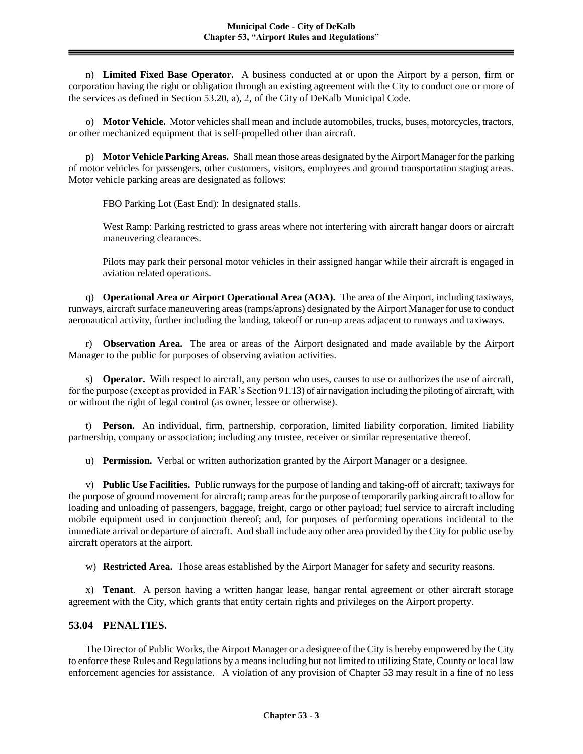n) **Limited Fixed Base Operator.** A business conducted at or upon the Airport by a person, firm or corporation having the right or obligation through an existing agreement with the City to conduct one or more of the services as defined in Section 53.20, a), 2, of the City of DeKalb Municipal Code.

o) **Motor Vehicle.** Motor vehicles shall mean and include automobiles, trucks, buses, motorcycles, tractors, or other mechanized equipment that is self-propelled other than aircraft.

p) **Motor Vehicle Parking Areas.** Shall mean those areas designated by the Airport Manager for the parking of motor vehicles for passengers, other customers, visitors, employees and ground transportation staging areas. Motor vehicle parking areas are designated as follows:

FBO Parking Lot (East End): In designated stalls.

West Ramp: Parking restricted to grass areas where not interfering with aircraft hangar doors or aircraft maneuvering clearances.

Pilots may park their personal motor vehicles in their assigned hangar while their aircraft is engaged in aviation related operations.

q) **Operational Area or Airport Operational Area (AOA).** The area of the Airport, including taxiways, runways, aircraft surface maneuvering areas (ramps/aprons) designated by the Airport Manager for use to conduct aeronautical activity, further including the landing, takeoff or run-up areas adjacent to runways and taxiways.

r) **Observation Area.** The area or areas of the Airport designated and made available by the Airport Manager to the public for purposes of observing aviation activities.

s) **Operator.** With respect to aircraft, any person who uses, causes to use or authorizes the use of aircraft, for the purpose (except as provided in FAR's Section 91.13) of air navigation including the piloting of aircraft, with or without the right of legal control (as owner, lessee or otherwise).

t) **Person.** An individual, firm, partnership, corporation, limited liability corporation, limited liability partnership, company or association; including any trustee, receiver or similar representative thereof.

u) **Permission.** Verbal or written authorization granted by the Airport Manager or a designee.

v) **Public Use Facilities.** Public runways for the purpose of landing and taking-off of aircraft; taxiways for the purpose of ground movement for aircraft; ramp areas for the purpose of temporarily parking aircraft to allow for loading and unloading of passengers, baggage, freight, cargo or other payload; fuel service to aircraft including mobile equipment used in conjunction thereof; and, for purposes of performing operations incidental to the immediate arrival or departure of aircraft. And shall include any other area provided by the City for public use by aircraft operators at the airport.

w) **Restricted Area.** Those areas established by the Airport Manager for safety and security reasons.

x) **Tenant**. A person having a written hangar lease, hangar rental agreement or other aircraft storage agreement with the City, which grants that entity certain rights and privileges on the Airport property.

## 53.04 PENALTIES.

The Director of Public Works, the Airport Manager or a designee of the City is hereby empowered by the City to enforce these Rules and Regulations by a means including but not limited to utilizing State, County or local law enforcement agencies for assistance. A violation of any provision of Chapter 53 may result in a fine of no less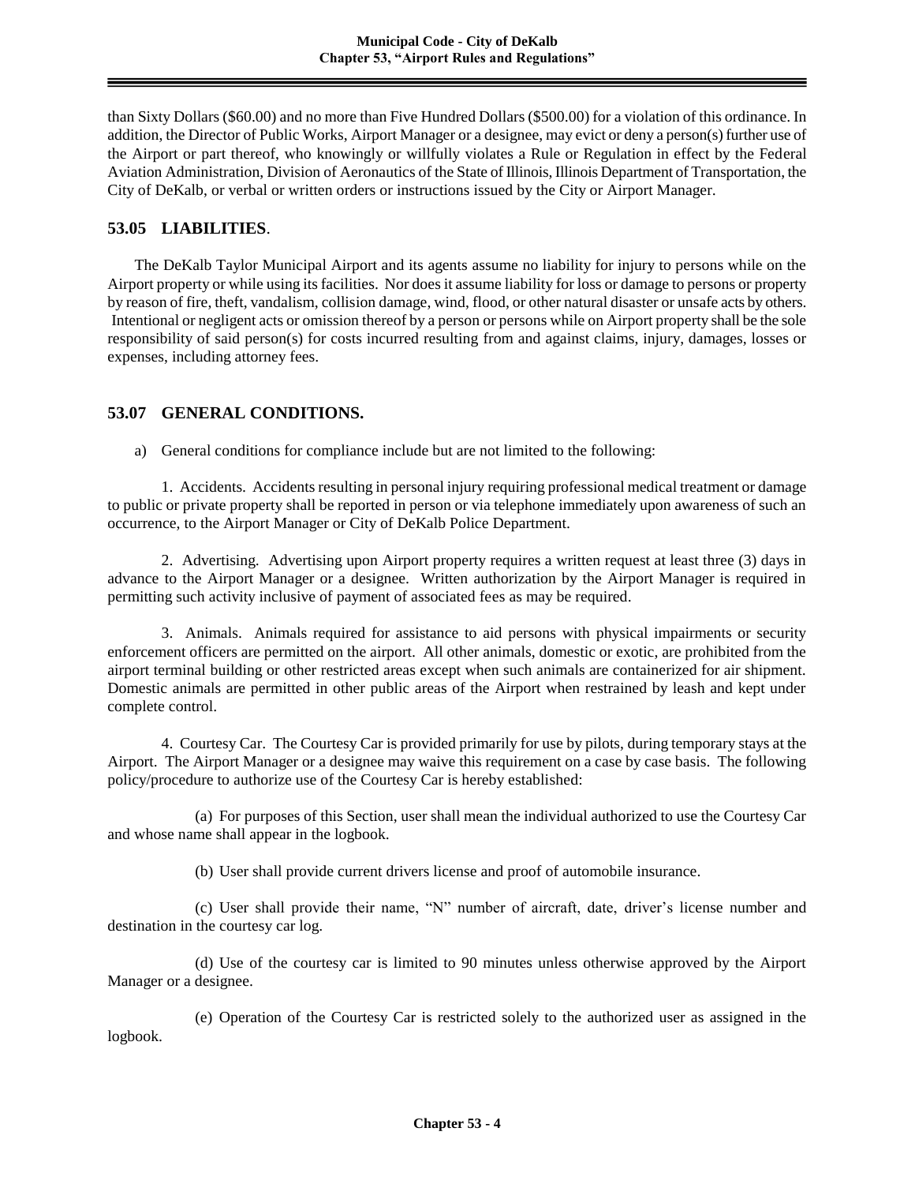than Sixty Dollars ($60.00) and no more than Five Hundred Dollars ($500.00) for a violation of this ordinance. In addition, the Director of Public Works, Airport Manager or a designee, may evict or deny a person(s) further use of the Airport or part thereof, who knowingly or willfully violates a Rule or Regulation in effect by the Federal Aviation Administration, Division of Aeronautics of the State of Illinois, Illinois Department of Transportation, the City of DeKalb, or verbal or written orders or instructions issued by the City or Airport Manager.

## 53.05 LIABILITIES.

The DeKalb Taylor Municipal Airport and its agents assume no liability for injury to persons while on the Airport property or while using its facilities. Nor does it assume liability for loss or damage to persons or property by reason of fire, theft, vandalism, collision damage, wind, flood, or other natural disaster or unsafe acts by others. Intentional or negligent acts or omission thereof by a person or persons while on Airport property shall be the sole responsibility of said person(s) for costs incurred resulting from and against claims, injury, damages, losses or expenses, including attorney fees.

## 53.07 GENERAL CONDITIONS.

a) General conditions for compliance include but are not limited to the following:

1. Accidents. Accidents resulting in personal injury requiring professional medical treatment or damage to public or private property shall be reported in person or via telephone immediately upon awareness of such an occurrence, to the Airport Manager or City of DeKalb Police Department.

2. Advertising. Advertising upon Airport property requires a written request at least three (3) days in advance to the Airport Manager or a designee. Written authorization by the Airport Manager is required in permitting such activity inclusive of payment of associated fees as may be required.

3. Animals. Animals required for assistance to aid persons with physical impairments or security enforcement officers are permitted on the airport. All other animals, domestic or exotic, are prohibited from the airport terminal building or other restricted areas except when such animals are containerized for air shipment. Domestic animals are permitted in other public areas of the Airport when restrained by leash and kept under complete control.

4. Courtesy Car. The Courtesy Car is provided primarily for use by pilots, during temporary stays at the Airport. The Airport Manager or a designee may waive this requirement on a case by case basis. The following policy/procedure to authorize use of the Courtesy Car is hereby established:

(a) For purposes of this Section, user shall mean the individual authorized to use the Courtesy Car and whose name shall appear in the logbook.

(b) User shall provide current drivers license and proof of automobile insurance.

(c) User shall provide their name, "N" number of aircraft, date, driver's license number and destination in the courtesy car log.

(d) Use of the courtesy car is limited to 90 minutes unless otherwise approved by the Airport Manager or a designee.

(e) Operation of the Courtesy Car is restricted solely to the authorized user as assigned in the logbook.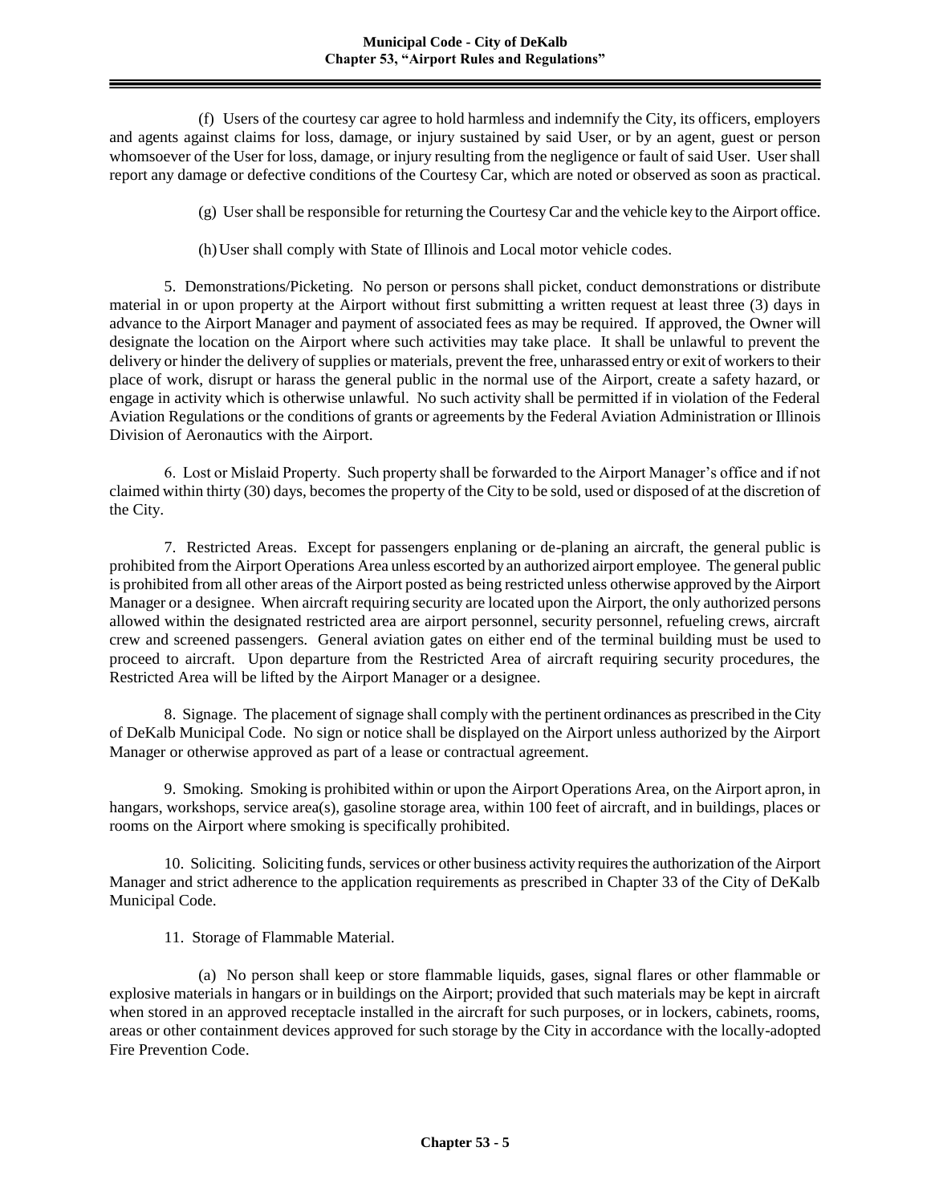(f) Users of the courtesy car agree to hold harmless and indemnify the City, its officers, employers and agents against claims for loss, damage, or injury sustained by said User, or by an agent, guest or person whomsoever of the User for loss, damage, or injury resulting from the negligence or fault of said User. User shall report any damage or defective conditions of the Courtesy Car, which are noted or observed as soon as practical.

(g) User shall be responsible for returning the Courtesy Car and the vehicle key to the Airport office.

(h) User shall comply with State of Illinois and Local motor vehicle codes.

5. Demonstrations/Picketing. No person or persons shall picket, conduct demonstrations or distribute material in or upon property at the Airport without first submitting a written request at least three (3) days in advance to the Airport Manager and payment of associated fees as may be required. If approved, the Owner will designate the location on the Airport where such activities may take place. It shall be unlawful to prevent the delivery or hinder the delivery of supplies or materials, prevent the free, unharassed entry or exit of workers to their place of work, disrupt or harass the general public in the normal use of the Airport, create a safety hazard, or engage in activity which is otherwise unlawful. No such activity shall be permitted if in violation of the Federal Aviation Regulations or the conditions of grants or agreements by the Federal Aviation Administration or Illinois Division of Aeronautics with the Airport.

6. Lost or Mislaid Property. Such property shall be forwarded to the Airport Manager's office and if not claimed within thirty (30) days, becomes the property of the City to be sold, used or disposed of at the discretion of the City.

7. Restricted Areas. Except for passengers enplaning or de-planing an aircraft, the general public is prohibited from the Airport Operations Area unless escorted by an authorized airport employee. The general public is prohibited from all other areas of the Airport posted as being restricted unless otherwise approved by the Airport Manager or a designee. When aircraft requiring security are located upon the Airport, the only authorized persons allowed within the designated restricted area are airport personnel, security personnel, refueling crews, aircraft crew and screened passengers. General aviation gates on either end of the terminal building must be used to proceed to aircraft. Upon departure from the Restricted Area of aircraft requiring security procedures, the Restricted Area will be lifted by the Airport Manager or a designee.

8. Signage. The placement of signage shall comply with the pertinent ordinances as prescribed in the City of DeKalb Municipal Code. No sign or notice shall be displayed on the Airport unless authorized by the Airport Manager or otherwise approved as part of a lease or contractual agreement.

9. Smoking. Smoking is prohibited within or upon the Airport Operations Area, on the Airport apron, in hangars, workshops, service area(s), gasoline storage area, within 100 feet of aircraft, and in buildings, places or rooms on the Airport where smoking is specifically prohibited.

10. Soliciting. Soliciting funds, services or other business activity requires the authorization of the Airport Manager and strict adherence to the application requirements as prescribed in Chapter 33 of the City of DeKalb Municipal Code.

11. Storage of Flammable Material.

(a) No person shall keep or store flammable liquids, gases, signal flares or other flammable or explosive materials in hangars or in buildings on the Airport; provided that such materials may be kept in aircraft when stored in an approved receptacle installed in the aircraft for such purposes, or in lockers, cabinets, rooms, areas or other containment devices approved for such storage by the City in accordance with the locally-adopted Fire Prevention Code.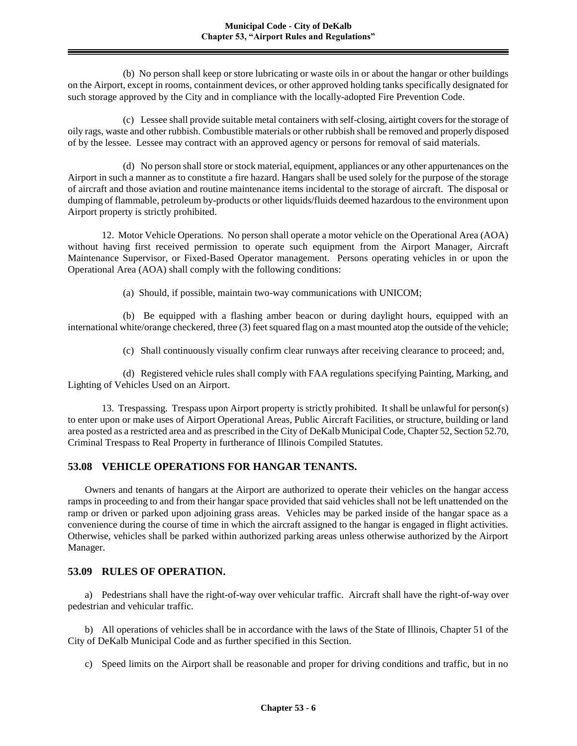(b) No person shall keep or store lubricating or waste oils in or about the hangar or other buildings on the Airport, except in rooms, containment devices, or other approved holding tanks specifically designated for such storage approved by the City and in compliance with the locally-adopted Fire Prevention Code.

(c) Lessee shall provide suitable metal containers with self-closing, airtight covers for the storage of oily rags, waste and other rubbish. Combustible materials or other rubbish shall be removed and properly disposed of by the lessee. Lessee may contract with an approved agency or persons for removal of said materials.

(d) No person shall store or stock material, equipment, appliances or any other appurtenances on the Airport in such a manner as to constitute a fire hazard. Hangars shall be used solely for the purpose of the storage of aircraft and those aviation and routine maintenance items incidental to the storage of aircraft. The disposal or dumping of flammable, petroleum by-products or other liquids/fluids deemed hazardous to the environment upon Airport property is strictly prohibited.

12. Motor Vehicle Operations. No person shall operate a motor vehicle on the Operational Area (AOA) without having first received permission to operate such equipment from the Airport Manager, Aircraft Maintenance Supervisor, or Fixed-Based Operator management. Persons operating vehicles in or upon the Operational Area (AOA) shall comply with the following conditions:

(a) Should, if possible, maintain two-way communications with UNICOM;

(b) Be equipped with a flashing amber beacon or during daylight hours, equipped with an international white/orange checkered, three (3) feet squared flag on a mast mounted atop the outside of the vehicle;

(c) Shall continuously visually confirm clear runways after receiving clearance to proceed; and,

(d) Registered vehicle rules shall comply with FAA regulations specifying Painting, Marking, and Lighting of Vehicles Used on an Airport.

13. Trespassing. Trespass upon Airport property is strictly prohibited. It shall be unlawful for person(s) to enter upon or make uses of Airport Operational Areas, Public Aircraft Facilities, or structure, building or land area posted as a restricted area and as prescribed in the City of DeKalb Municipal Code, Chapter 52, Section 52.70, Criminal Trespass to Real Property in furtherance of Illinois Compiled Statutes.

## 53.08 VEHICLE OPERATIONS FOR HANGAR TENANTS.

Owners and tenants of hangars at the Airport are authorized to operate their vehicles on the hangar access ramps in proceeding to and from their hangar space provided that said vehicles shall not be left unattended on the ramp or driven or parked upon adjoining grass areas. Vehicles may be parked inside of the hangar space as a convenience during the course of time in which the aircraft assigned to the hangar is engaged in flight activities. Otherwise, vehicles shall be parked within authorized parking areas unless otherwise authorized by the Airport Manager.

## 53.09 RULES OF OPERATION.

a) Pedestrians shall have the right-of-way over vehicular traffic. Aircraft shall have the right-of-way over pedestrian and vehicular traffic.

b) All operations of vehicles shall be in accordance with the laws of the State of Illinois, Chapter 51 of the City of DeKalb Municipal Code and as further specified in this Section.

c) Speed limits on the Airport shall be reasonable and proper for driving conditions and traffic, but in no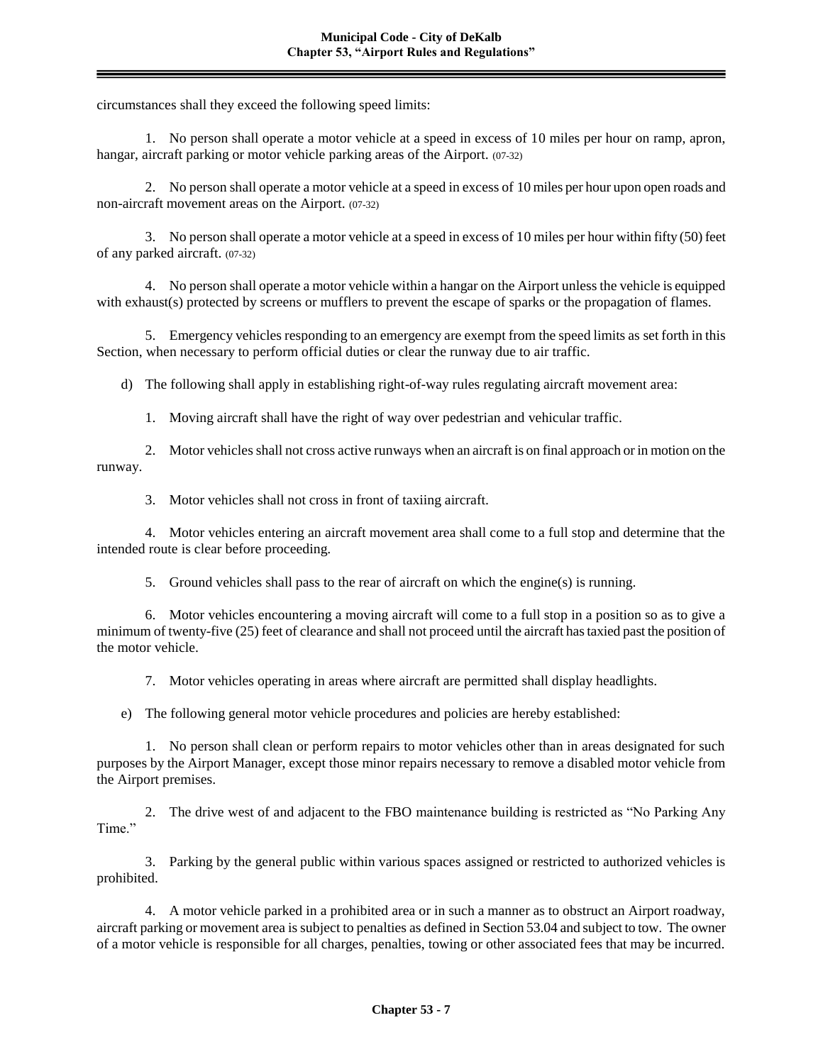circumstances shall they exceed the following speed limits:

1. No person shall operate a motor vehicle at a speed in excess of 10 miles per hour on ramp, apron, hangar, aircraft parking or motor vehicle parking areas of the Airport. (07-32)

2. No person shall operate a motor vehicle at a speed in excess of 10 miles per hour upon open roads and non-aircraft movement areas on the Airport. (07-32)

3. No person shall operate a motor vehicle at a speed in excess of 10 miles per hour within fifty (50) feet of any parked aircraft. (07-32)

4. No person shall operate a motor vehicle within a hangar on the Airport unless the vehicle is equipped with exhaust(s) protected by screens or mufflers to prevent the escape of sparks or the propagation of flames.

5. Emergency vehicles responding to an emergency are exempt from the speed limits as set forth in this Section, when necessary to perform official duties or clear the runway due to air traffic.

d) The following shall apply in establishing right-of-way rules regulating aircraft movement area:

1. Moving aircraft shall have the right of way over pedestrian and vehicular traffic.

2. Motor vehicles shall not cross active runways when an aircraft is on final approach or in motion on the runway.

3. Motor vehicles shall not cross in front of taxiing aircraft.

4. Motor vehicles entering an aircraft movement area shall come to a full stop and determine that the intended route is clear before proceeding.

5. Ground vehicles shall pass to the rear of aircraft on which the engine(s) is running.

6. Motor vehicles encountering a moving aircraft will come to a full stop in a position so as to give a minimum of twenty-five (25) feet of clearance and shall not proceed until the aircraft has taxied past the position of the motor vehicle.

7. Motor vehicles operating in areas where aircraft are permitted shall display headlights.

e) The following general motor vehicle procedures and policies are hereby established:

1. No person shall clean or perform repairs to motor vehicles other than in areas designated for such purposes by the Airport Manager, except those minor repairs necessary to remove a disabled motor vehicle from the Airport premises.

2. The drive west of and adjacent to the FBO maintenance building is restricted as "No Parking Any Time."

3. Parking by the general public within various spaces assigned or restricted to authorized vehicles is prohibited.

4. A motor vehicle parked in a prohibited area or in such a manner as to obstruct an Airport roadway, aircraft parking or movement area is subject to penalties as defined in Section 53.04 and subject to tow. The owner of a motor vehicle is responsible for all charges, penalties, towing or other associated fees that may be incurred.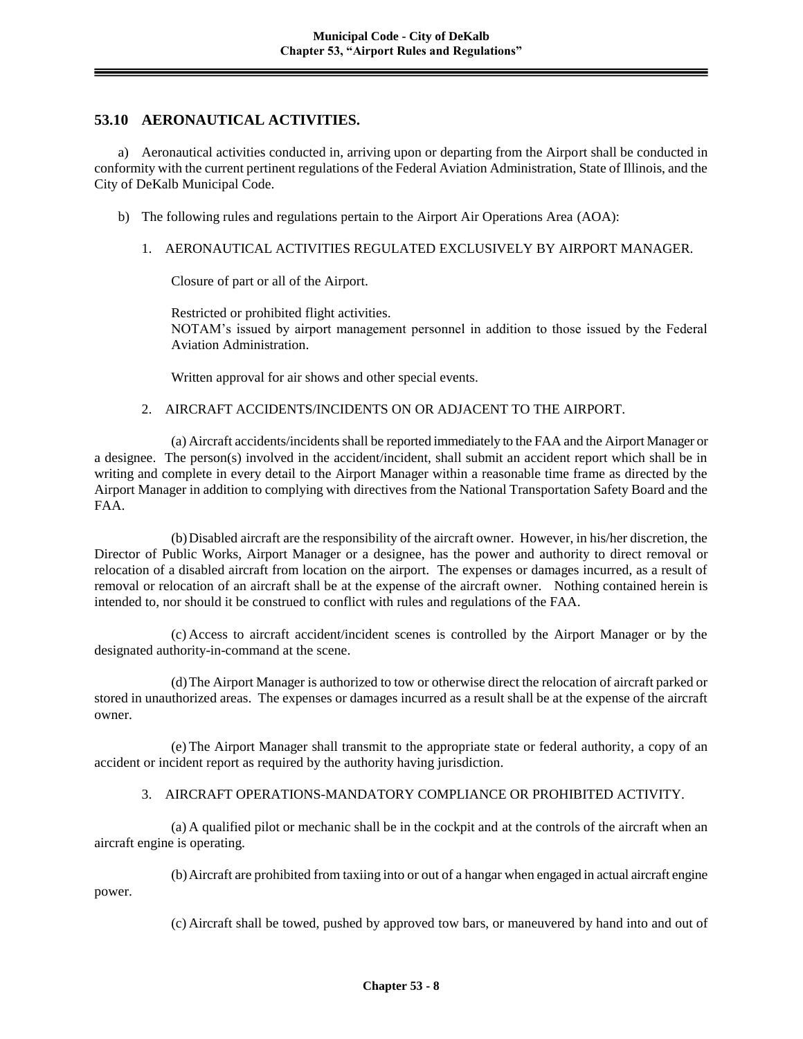## 53.10 AERONAUTICAL ACTIVITIES.

a) Aeronautical activities conducted in, arriving upon or departing from the Airport shall be conducted in conformity with the current pertinent regulations of the Federal Aviation Administration, State of Illinois, and the City of DeKalb Municipal Code.

b) The following rules and regulations pertain to the Airport Air Operations Area (AOA):

1. AERONAUTICAL ACTIVITIES REGULATED EXCLUSIVELY BY AIRPORT MANAGER.

   Closure of part or all of the Airport.

   Restricted or prohibited flight activities.
   NOTAM's issued by airport management personnel in addition to those issued by the Federal Aviation Administration.

   Written approval for air shows and other special events.

2. AIRCRAFT ACCIDENTS/INCIDENTS ON OR ADJACENT TO THE AIRPORT.

   (a) Aircraft accidents/incidents shall be reported immediately to the FAA and the Airport Manager or a designee. The person(s) involved in the accident/incident, shall submit an accident report which shall be in writing and complete in every detail to the Airport Manager within a reasonable time frame as directed by the Airport Manager in addition to complying with directives from the National Transportation Safety Board and the FAA.

   (b) Disabled aircraft are the responsibility of the aircraft owner. However, in his/her discretion, the Director of Public Works, Airport Manager or a designee, has the power and authority to direct removal or relocation of a disabled aircraft from location on the airport. The expenses or damages incurred, as a result of removal or relocation of an aircraft shall be at the expense of the aircraft owner. Nothing contained herein is intended to, nor should it be construed to conflict with rules and regulations of the FAA.

   (c) Access to aircraft accident/incident scenes is controlled by the Airport Manager or by the designated authority-in-command at the scene.

   (d) The Airport Manager is authorized to tow or otherwise direct the relocation of aircraft parked or stored in unauthorized areas. The expenses or damages incurred as a result shall be at the expense of the aircraft owner.

   (e) The Airport Manager shall transmit to the appropriate state or federal authority, a copy of an accident or incident report as required by the authority having jurisdiction.

3. AIRCRAFT OPERATIONS-MANDATORY COMPLIANCE OR PROHIBITED ACTIVITY.

   (a) A qualified pilot or mechanic shall be in the cockpit and at the controls of the aircraft when an aircraft engine is operating.

   (b) Aircraft are prohibited from taxiing into or out of a hangar when engaged in actual aircraft engine power.

   (c) Aircraft shall be towed, pushed by approved tow bars, or maneuvered by hand into and out of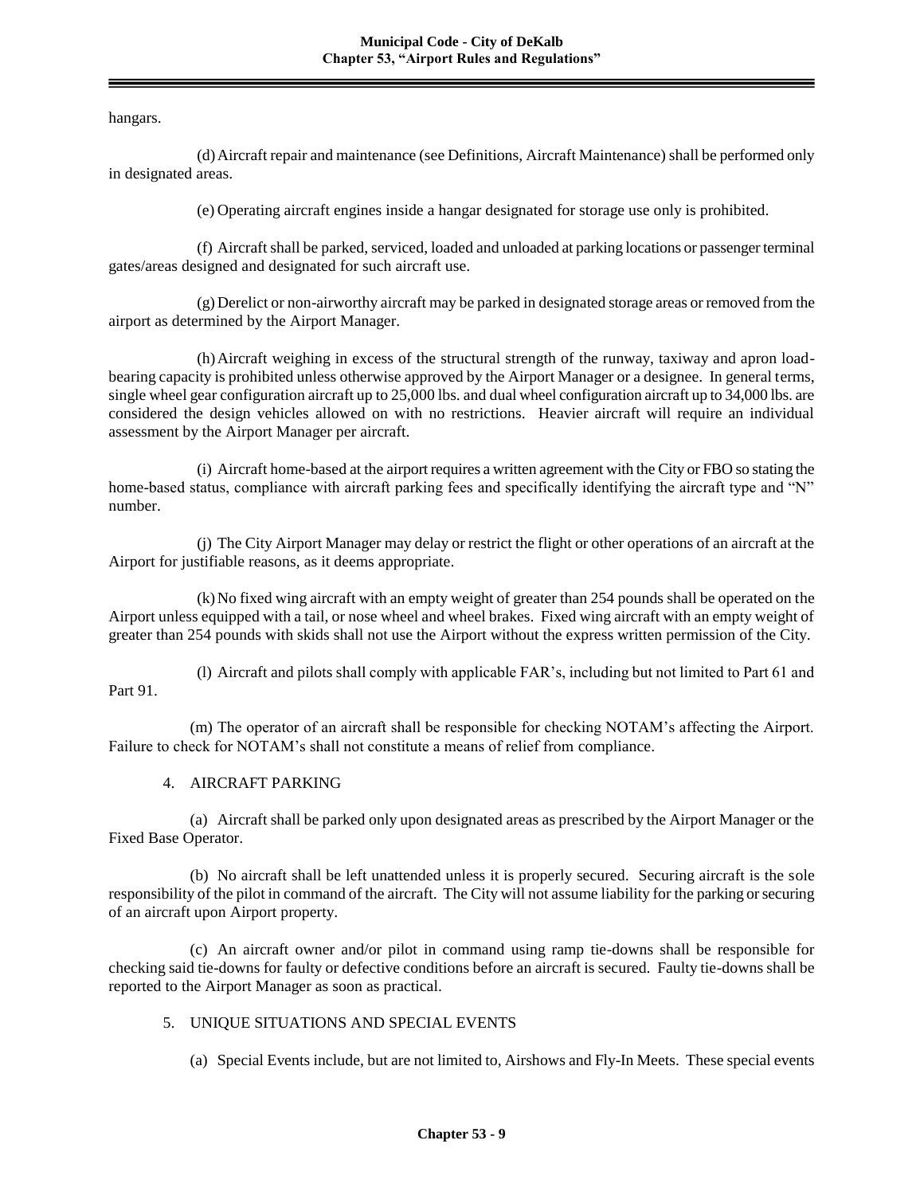hangars.

(d) Aircraft repair and maintenance (see Definitions, Aircraft Maintenance) shall be performed only in designated areas.

(e) Operating aircraft engines inside a hangar designated for storage use only is prohibited.

(f) Aircraft shall be parked, serviced, loaded and unloaded at parking locations or passenger terminal gates/areas designed and designated for such aircraft use.

(g) Derelict or non-airworthy aircraft may be parked in designated storage areas or removed from the airport as determined by the Airport Manager.

(h) Aircraft weighing in excess of the structural strength of the runway, taxiway and apron load-bearing capacity is prohibited unless otherwise approved by the Airport Manager or a designee. In general terms, single wheel gear configuration aircraft up to 25,000 lbs. and dual wheel configuration aircraft up to 34,000 lbs. are considered the design vehicles allowed on with no restrictions. Heavier aircraft will require an individual assessment by the Airport Manager per aircraft.

(i) Aircraft home-based at the airport requires a written agreement with the City or FBO so stating the home-based status, compliance with aircraft parking fees and specifically identifying the aircraft type and "N" number.

(j) The City Airport Manager may delay or restrict the flight or other operations of an aircraft at the Airport for justifiable reasons, as it deems appropriate.

(k) No fixed wing aircraft with an empty weight of greater than 254 pounds shall be operated on the Airport unless equipped with a tail, or nose wheel and wheel brakes. Fixed wing aircraft with an empty weight of greater than 254 pounds with skids shall not use the Airport without the express written permission of the City.

(l) Aircraft and pilots shall comply with applicable FAR's, including but not limited to Part 61 and Part 91.

(m) The operator of an aircraft shall be responsible for checking NOTAM's affecting the Airport. Failure to check for NOTAM's shall not constitute a means of relief from compliance.

4. AIRCRAFT PARKING

(a) Aircraft shall be parked only upon designated areas as prescribed by the Airport Manager or the Fixed Base Operator.

(b) No aircraft shall be left unattended unless it is properly secured. Securing aircraft is the sole responsibility of the pilot in command of the aircraft. The City will not assume liability for the parking or securing of an aircraft upon Airport property.

(c) An aircraft owner and/or pilot in command using ramp tie-downs shall be responsible for checking said tie-downs for faulty or defective conditions before an aircraft is secured. Faulty tie-downs shall be reported to the Airport Manager as soon as practical.

5. UNIQUE SITUATIONS AND SPECIAL EVENTS

(a) Special Events include, but are not limited to, Airshows and Fly-In Meets. These special events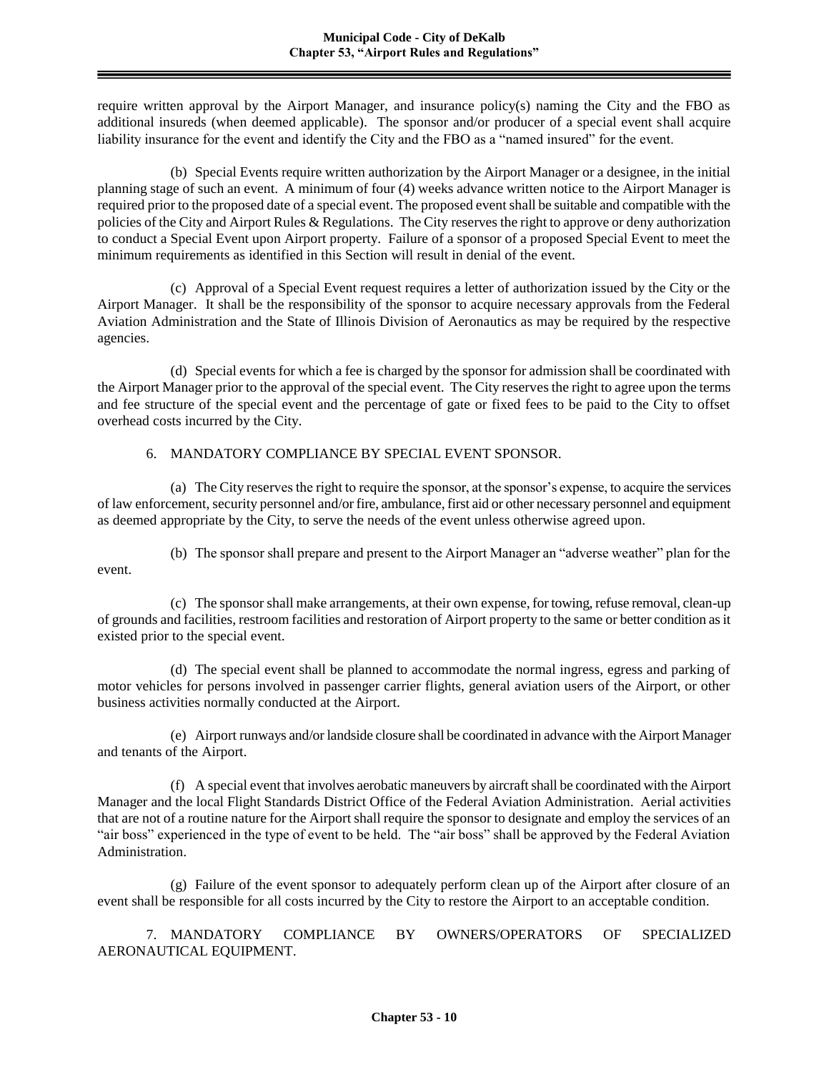require written approval by the Airport Manager, and insurance policy(s) naming the City and the FBO as additional insureds (when deemed applicable). The sponsor and/or producer of a special event shall acquire liability insurance for the event and identify the City and the FBO as a "named insured" for the event.

(b) Special Events require written authorization by the Airport Manager or a designee, in the initial planning stage of such an event. A minimum of four (4) weeks advance written notice to the Airport Manager is required prior to the proposed date of a special event. The proposed event shall be suitable and compatible with the policies of the City and Airport Rules & Regulations. The City reserves the right to approve or deny authorization to conduct a Special Event upon Airport property. Failure of a sponsor of a proposed Special Event to meet the minimum requirements as identified in this Section will result in denial of the event.

(c) Approval of a Special Event request requires a letter of authorization issued by the City or the Airport Manager. It shall be the responsibility of the sponsor to acquire necessary approvals from the Federal Aviation Administration and the State of Illinois Division of Aeronautics as may be required by the respective agencies.

(d) Special events for which a fee is charged by the sponsor for admission shall be coordinated with the Airport Manager prior to the approval of the special event. The City reserves the right to agree upon the terms and fee structure of the special event and the percentage of gate or fixed fees to be paid to the City to offset overhead costs incurred by the City.

6. MANDATORY COMPLIANCE BY SPECIAL EVENT SPONSOR.

(a) The City reserves the right to require the sponsor, at the sponsor's expense, to acquire the services of law enforcement, security personnel and/or fire, ambulance, first aid or other necessary personnel and equipment as deemed appropriate by the City, to serve the needs of the event unless otherwise agreed upon.

(b) The sponsor shall prepare and present to the Airport Manager an "adverse weather" plan for the event.

(c) The sponsor shall make arrangements, at their own expense, for towing, refuse removal, clean-up of grounds and facilities, restroom facilities and restoration of Airport property to the same or better condition as it existed prior to the special event.

(d) The special event shall be planned to accommodate the normal ingress, egress and parking of motor vehicles for persons involved in passenger carrier flights, general aviation users of the Airport, or other business activities normally conducted at the Airport.

(e) Airport runways and/or landside closure shall be coordinated in advance with the Airport Manager and tenants of the Airport.

(f) A special event that involves aerobatic maneuvers by aircraft shall be coordinated with the Airport Manager and the local Flight Standards District Office of the Federal Aviation Administration. Aerial activities that are not of a routine nature for the Airport shall require the sponsor to designate and employ the services of an "air boss" experienced in the type of event to be held. The "air boss" shall be approved by the Federal Aviation Administration.

(g) Failure of the event sponsor to adequately perform clean up of the Airport after closure of an event shall be responsible for all costs incurred by the City to restore the Airport to an acceptable condition.

7. MANDATORY COMPLIANCE BY OWNERS/OPERATORS OF SPECIALIZED AERONAUTICAL EQUIPMENT.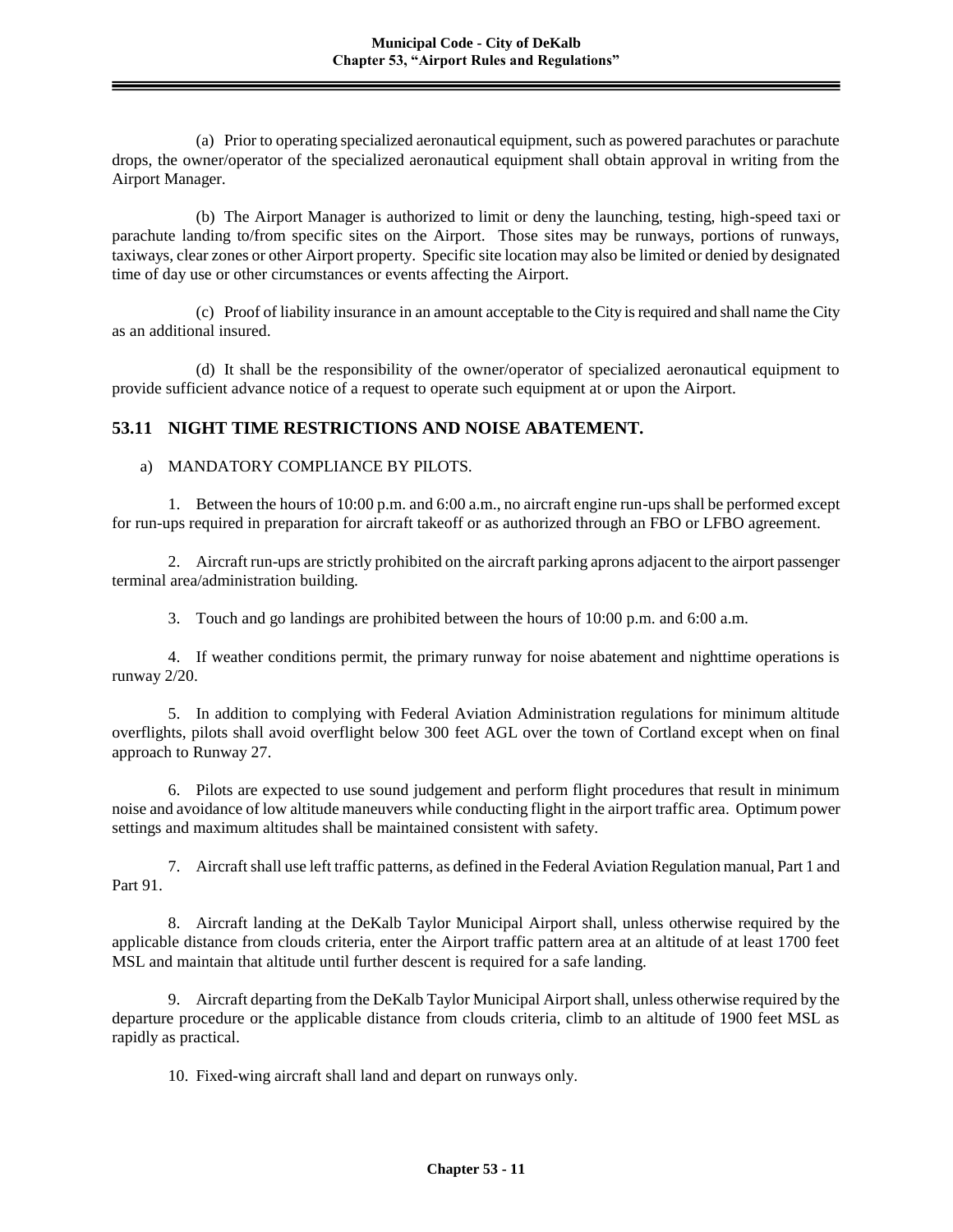(a) Prior to operating specialized aeronautical equipment, such as powered parachutes or parachute drops, the owner/operator of the specialized aeronautical equipment shall obtain approval in writing from the Airport Manager.

(b) The Airport Manager is authorized to limit or deny the launching, testing, high-speed taxi or parachute landing to/from specific sites on the Airport. Those sites may be runways, portions of runways, taxiways, clear zones or other Airport property. Specific site location may also be limited or denied by designated time of day use or other circumstances or events affecting the Airport.

(c) Proof of liability insurance in an amount acceptable to the City is required and shall name the City as an additional insured.

(d) It shall be the responsibility of the owner/operator of specialized aeronautical equipment to provide sufficient advance notice of a request to operate such equipment at or upon the Airport.

## 53.11 NIGHT TIME RESTRICTIONS AND NOISE ABATEMENT.

a) MANDATORY COMPLIANCE BY PILOTS.

1. Between the hours of 10:00 p.m. and 6:00 a.m., no aircraft engine run-ups shall be performed except for run-ups required in preparation for aircraft takeoff or as authorized through an FBO or LFBO agreement.

2. Aircraft run-ups are strictly prohibited on the aircraft parking aprons adjacent to the airport passenger terminal area/administration building.

3. Touch and go landings are prohibited between the hours of 10:00 p.m. and 6:00 a.m.

4. If weather conditions permit, the primary runway for noise abatement and nighttime operations is runway 2/20.

5. In addition to complying with Federal Aviation Administration regulations for minimum altitude overflights, pilots shall avoid overflight below 300 feet AGL over the town of Cortland except when on final approach to Runway 27.

6. Pilots are expected to use sound judgement and perform flight procedures that result in minimum noise and avoidance of low altitude maneuvers while conducting flight in the airport traffic area. Optimum power settings and maximum altitudes shall be maintained consistent with safety.

7. Aircraft shall use left traffic patterns, as defined in the Federal Aviation Regulation manual, Part 1 and Part 91.

8. Aircraft landing at the DeKalb Taylor Municipal Airport shall, unless otherwise required by the applicable distance from clouds criteria, enter the Airport traffic pattern area at an altitude of at least 1700 feet MSL and maintain that altitude until further descent is required for a safe landing.

9. Aircraft departing from the DeKalb Taylor Municipal Airport shall, unless otherwise required by the departure procedure or the applicable distance from clouds criteria, climb to an altitude of 1900 feet MSL as rapidly as practical.

10. Fixed-wing aircraft shall land and depart on runways only.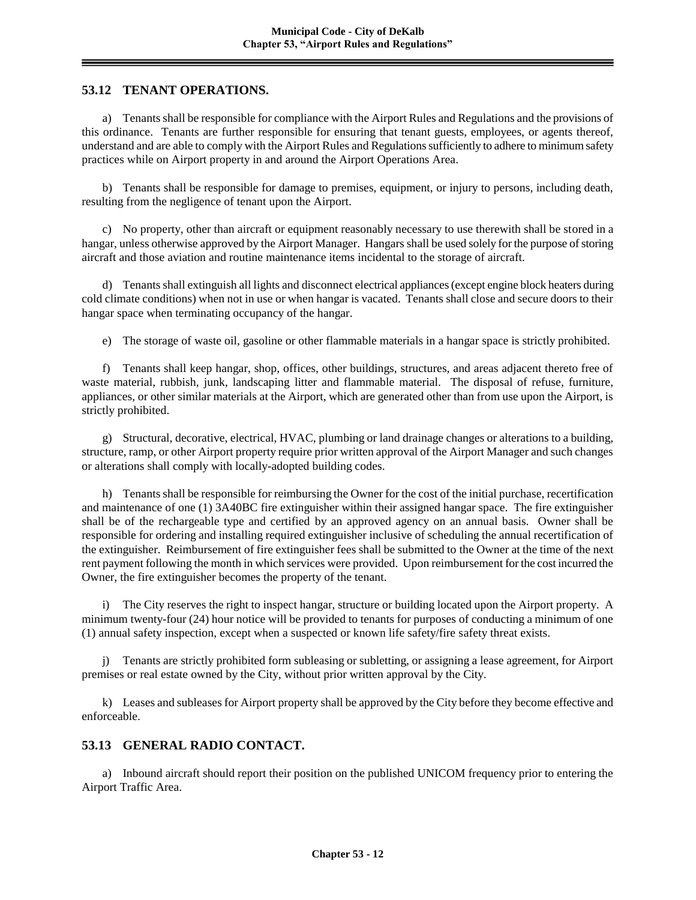## 53.12 TENANT OPERATIONS.

a) Tenants shall be responsible for compliance with the Airport Rules and Regulations and the provisions of this ordinance. Tenants are further responsible for ensuring that tenant guests, employees, or agents thereof, understand and are able to comply with the Airport Rules and Regulations sufficiently to adhere to minimum safety practices while on Airport property in and around the Airport Operations Area.

b) Tenants shall be responsible for damage to premises, equipment, or injury to persons, including death, resulting from the negligence of tenant upon the Airport.

c) No property, other than aircraft or equipment reasonably necessary to use therewith shall be stored in a hangar, unless otherwise approved by the Airport Manager. Hangars shall be used solely for the purpose of storing aircraft and those aviation and routine maintenance items incidental to the storage of aircraft.

d) Tenants shall extinguish all lights and disconnect electrical appliances (except engine block heaters during cold climate conditions) when not in use or when hangar is vacated. Tenants shall close and secure doors to their hangar space when terminating occupancy of the hangar.

e) The storage of waste oil, gasoline or other flammable materials in a hangar space is strictly prohibited.

f) Tenants shall keep hangar, shop, offices, other buildings, structures, and areas adjacent thereto free of waste material, rubbish, junk, landscaping litter and flammable material. The disposal of refuse, furniture, appliances, or other similar materials at the Airport, which are generated other than from use upon the Airport, is strictly prohibited.

g) Structural, decorative, electrical, HVAC, plumbing or land drainage changes or alterations to a building, structure, ramp, or other Airport property require prior written approval of the Airport Manager and such changes or alterations shall comply with locally-adopted building codes.

h) Tenants shall be responsible for reimbursing the Owner for the cost of the initial purchase, recertification and maintenance of one (1) 3A40BC fire extinguisher within their assigned hangar space. The fire extinguisher shall be of the rechargeable type and certified by an approved agency on an annual basis. Owner shall be responsible for ordering and installing required extinguisher inclusive of scheduling the annual recertification of the extinguisher. Reimbursement of fire extinguisher fees shall be submitted to the Owner at the time of the next rent payment following the month in which services were provided. Upon reimbursement for the cost incurred the Owner, the fire extinguisher becomes the property of the tenant.

i) The City reserves the right to inspect hangar, structure or building located upon the Airport property. A minimum twenty-four (24) hour notice will be provided to tenants for purposes of conducting a minimum of one (1) annual safety inspection, except when a suspected or known life safety/fire safety threat exists.

j) Tenants are strictly prohibited form subleasing or subletting, or assigning a lease agreement, for Airport premises or real estate owned by the City, without prior written approval by the City.

k) Leases and subleases for Airport property shall be approved by the City before they become effective and enforceable.

## 53.13 GENERAL RADIO CONTACT.

a) Inbound aircraft should report their position on the published UNICOM frequency prior to entering the Airport Traffic Area.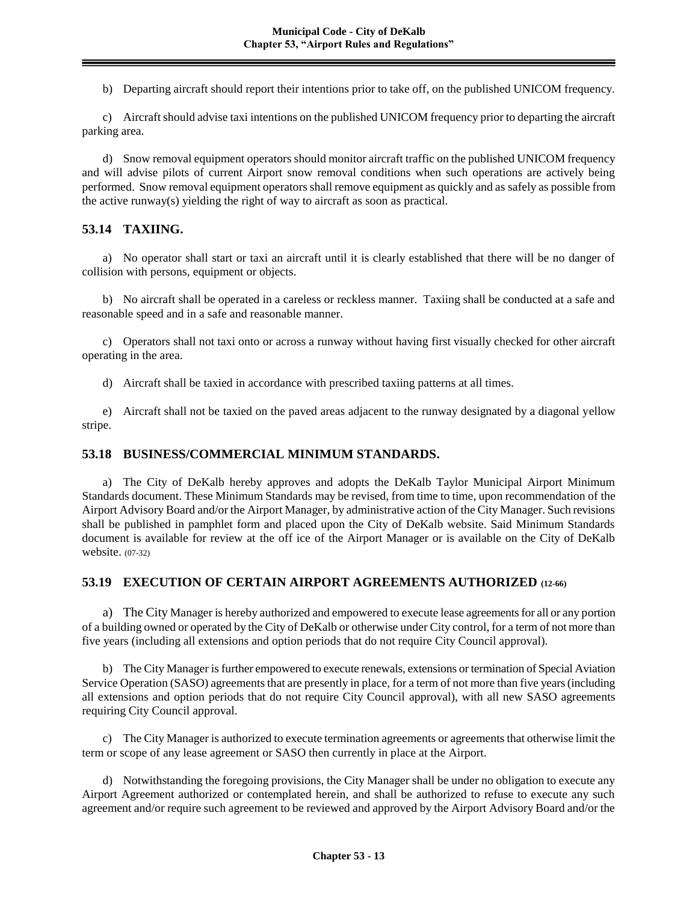b) Departing aircraft should report their intentions prior to take off, on the published UNICOM frequency.

c) Aircraft should advise taxi intentions on the published UNICOM frequency prior to departing the aircraft parking area.

d) Snow removal equipment operators should monitor aircraft traffic on the published UNICOM frequency and will advise pilots of current Airport snow removal conditions when such operations are actively being performed. Snow removal equipment operators shall remove equipment as quickly and as safely as possible from the active runway(s) yielding the right of way to aircraft as soon as practical.

## 53.14 TAXIING.

a) No operator shall start or taxi an aircraft until it is clearly established that there will be no danger of collision with persons, equipment or objects.

b) No aircraft shall be operated in a careless or reckless manner. Taxiing shall be conducted at a safe and reasonable speed and in a safe and reasonable manner.

c) Operators shall not taxi onto or across a runway without having first visually checked for other aircraft operating in the area.

d) Aircraft shall be taxied in accordance with prescribed taxiing patterns at all times.

e) Aircraft shall not be taxied on the paved areas adjacent to the runway designated by a diagonal yellow stripe.

## 53.18 BUSINESS/COMMERCIAL MINIMUM STANDARDS.

a) The City of DeKalb hereby approves and adopts the DeKalb Taylor Municipal Airport Minimum Standards document. These Minimum Standards may be revised, from time to time, upon recommendation of the Airport Advisory Board and/or the Airport Manager, by administrative action of the City Manager. Such revisions shall be published in pamphlet form and placed upon the City of DeKalb website. Said Minimum Standards document is available for review at the off ice of the Airport Manager or is available on the City of DeKalb website. (07-32)

## 53.19 EXECUTION OF CERTAIN AIRPORT AGREEMENTS AUTHORIZED (12-66)

a) The City Manager is hereby authorized and empowered to execute lease agreements for all or any portion of a building owned or operated by the City of DeKalb or otherwise under City control, for a term of not more than five years (including all extensions and option periods that do not require City Council approval).

b) The City Manager is further empowered to execute renewals, extensions or termination of Special Aviation Service Operation (SASO) agreements that are presently in place, for a term of not more than five years (including all extensions and option periods that do not require City Council approval), with all new SASO agreements requiring City Council approval.

c) The City Manager is authorized to execute termination agreements or agreements that otherwise limit the term or scope of any lease agreement or SASO then currently in place at the Airport.

d) Notwithstanding the foregoing provisions, the City Manager shall be under no obligation to execute any Airport Agreement authorized or contemplated herein, and shall be authorized to refuse to execute any such agreement and/or require such agreement to be reviewed and approved by the Airport Advisory Board and/or the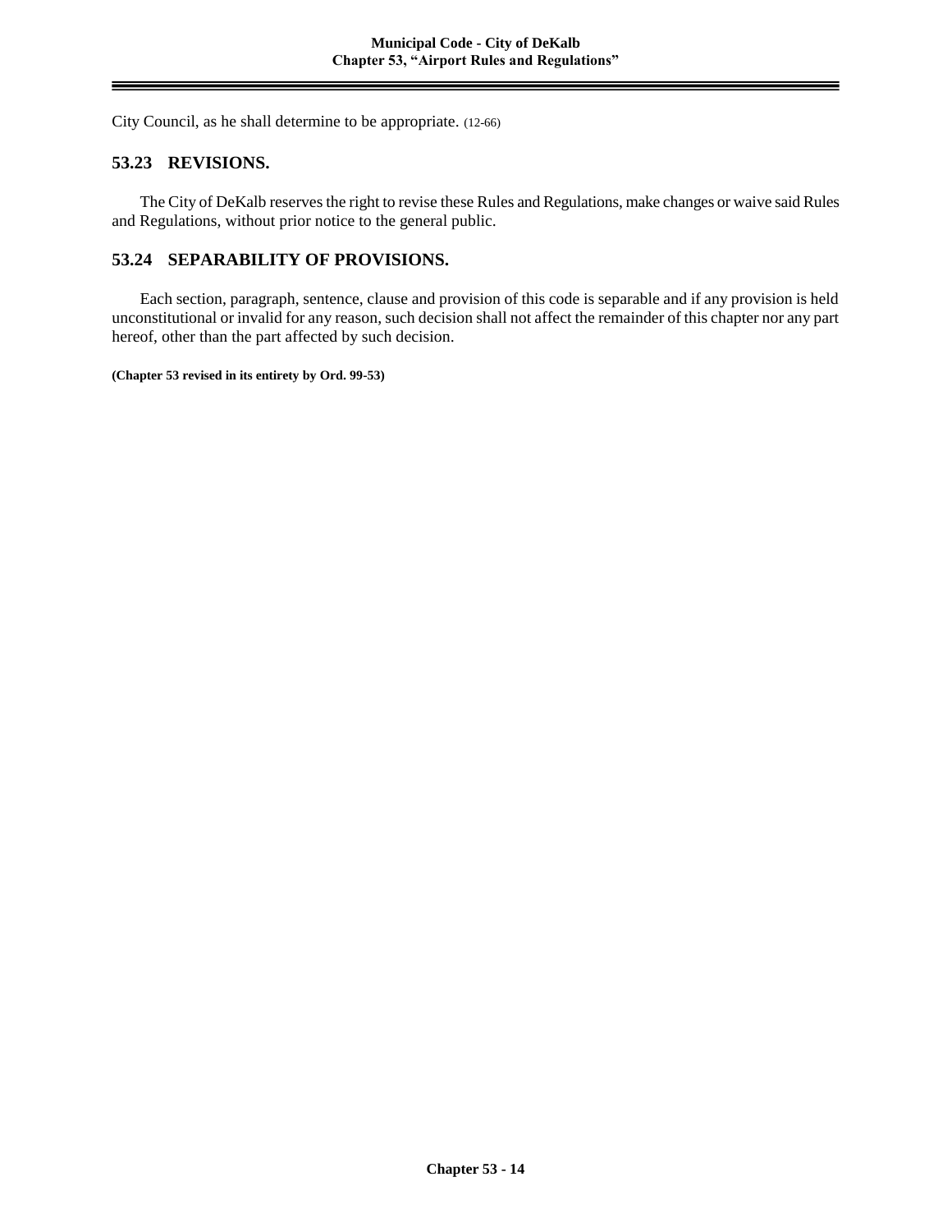City Council, as he shall determine to be appropriate. (12-66)

## 53.23 REVISIONS.

The City of DeKalb reserves the right to revise these Rules and Regulations, make changes or waive said Rules and Regulations, without prior notice to the general public.

## 53.24 SEPARABILITY OF PROVISIONS.

Each section, paragraph, sentence, clause and provision of this code is separable and if any provision is held unconstitutional or invalid for any reason, such decision shall not affect the remainder of this chapter nor any part hereof, other than the part affected by such decision.

**(Chapter 53 revised in its entirety by Ord. 99-53)**